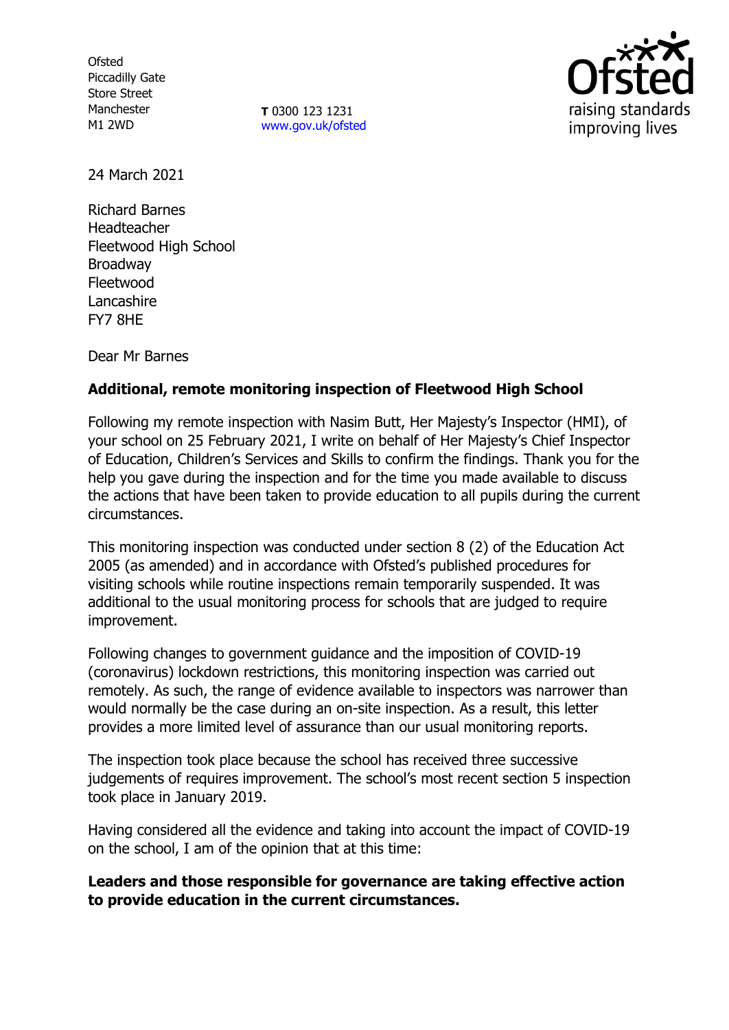Ofsted
Piccadilly Gate
Store Street
Manchester
M1 2WD

**T** 0300 123 1231
www.gov.uk/ofsted

24 March 2021

Richard Barnes
Headteacher
Fleetwood High School
Broadway
Fleetwood
Lancashire
FY7 8HE

Dear Mr Barnes

**Additional, remote monitoring inspection of Fleetwood High School**

Following my remote inspection with Nasim Butt, Her Majesty's Inspector (HMI), of your school on 25 February 2021, I write on behalf of Her Majesty's Chief Inspector of Education, Children's Services and Skills to confirm the findings. Thank you for the help you gave during the inspection and for the time you made available to discuss the actions that have been taken to provide education to all pupils during the current circumstances.

This monitoring inspection was conducted under section 8 (2) of the Education Act 2005 (as amended) and in accordance with Ofsted's published procedures for visiting schools while routine inspections remain temporarily suspended. It was additional to the usual monitoring process for schools that are judged to require improvement.

Following changes to government guidance and the imposition of COVID-19 (coronavirus) lockdown restrictions, this monitoring inspection was carried out remotely. As such, the range of evidence available to inspectors was narrower than would normally be the case during an on-site inspection. As a result, this letter provides a more limited level of assurance than our usual monitoring reports.

The inspection took place because the school has received three successive judgements of requires improvement. The school's most recent section 5 inspection took place in January 2019.

Having considered all the evidence and taking into account the impact of COVID-19 on the school, I am of the opinion that at this time:

**Leaders and those responsible for governance are taking effective action to provide education in the current circumstances.**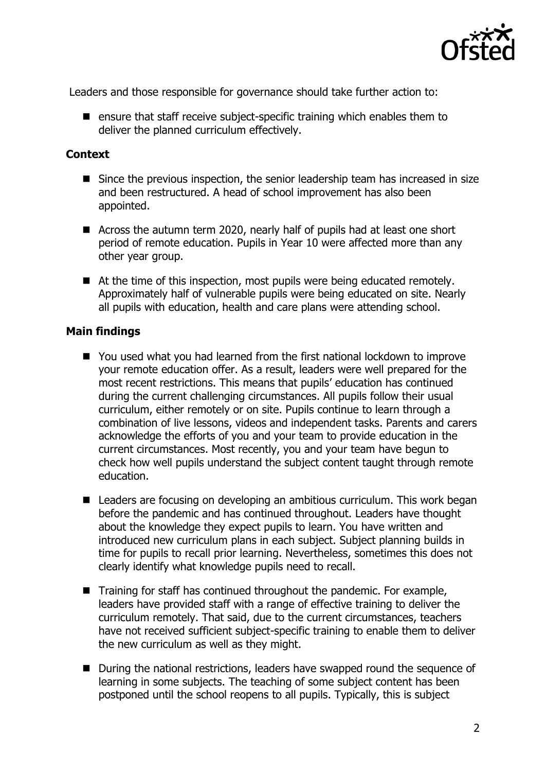Leaders and those responsible for governance should take further action to:

- ensure that staff receive subject-specific training which enables them to deliver the planned curriculum effectively.

**Context**

- Since the previous inspection, the senior leadership team has increased in size and been restructured. A head of school improvement has also been appointed.
- Across the autumn term 2020, nearly half of pupils had at least one short period of remote education. Pupils in Year 10 were affected more than any other year group.
- At the time of this inspection, most pupils were being educated remotely. Approximately half of vulnerable pupils were being educated on site. Nearly all pupils with education, health and care plans were attending school.

**Main findings**

- You used what you had learned from the first national lockdown to improve your remote education offer. As a result, leaders were well prepared for the most recent restrictions. This means that pupils' education has continued during the current challenging circumstances. All pupils follow their usual curriculum, either remotely or on site. Pupils continue to learn through a combination of live lessons, videos and independent tasks. Parents and carers acknowledge the efforts of you and your team to provide education in the current circumstances. Most recently, you and your team have begun to check how well pupils understand the subject content taught through remote education.
- Leaders are focusing on developing an ambitious curriculum. This work began before the pandemic and has continued throughout. Leaders have thought about the knowledge they expect pupils to learn. You have written and introduced new curriculum plans in each subject. Subject planning builds in time for pupils to recall prior learning. Nevertheless, sometimes this does not clearly identify what knowledge pupils need to recall.
- Training for staff has continued throughout the pandemic. For example, leaders have provided staff with a range of effective training to deliver the curriculum remotely. That said, due to the current circumstances, teachers have not received sufficient subject-specific training to enable them to deliver the new curriculum as well as they might.
- During the national restrictions, leaders have swapped round the sequence of learning in some subjects. The teaching of some subject content has been postponed until the school reopens to all pupils. Typically, this is subject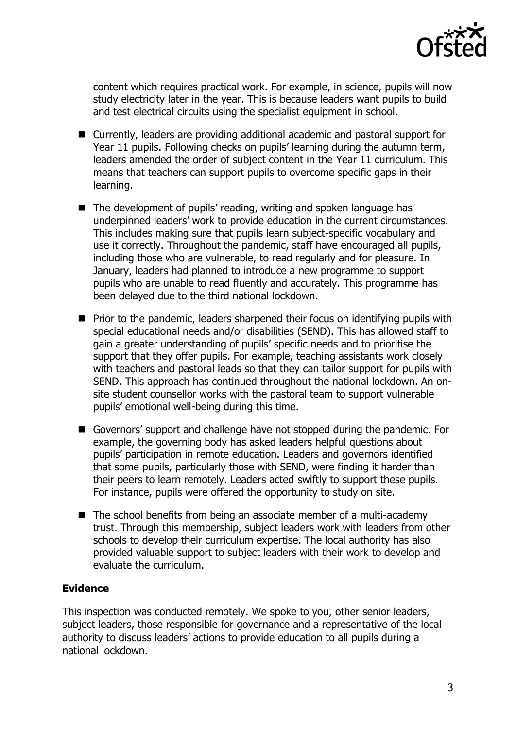content which requires practical work. For example, in science, pupils will now study electricity later in the year. This is because leaders want pupils to build and test electrical circuits using the specialist equipment in school.

- Currently, leaders are providing additional academic and pastoral support for Year 11 pupils. Following checks on pupils' learning during the autumn term, leaders amended the order of subject content in the Year 11 curriculum. This means that teachers can support pupils to overcome specific gaps in their learning.
- The development of pupils' reading, writing and spoken language has underpinned leaders' work to provide education in the current circumstances. This includes making sure that pupils learn subject-specific vocabulary and use it correctly. Throughout the pandemic, staff have encouraged all pupils, including those who are vulnerable, to read regularly and for pleasure. In January, leaders had planned to introduce a new programme to support pupils who are unable to read fluently and accurately. This programme has been delayed due to the third national lockdown.
- Prior to the pandemic, leaders sharpened their focus on identifying pupils with special educational needs and/or disabilities (SEND). This has allowed staff to gain a greater understanding of pupils' specific needs and to prioritise the support that they offer pupils. For example, teaching assistants work closely with teachers and pastoral leads so that they can tailor support for pupils with SEND. This approach has continued throughout the national lockdown. An on-site student counsellor works with the pastoral team to support vulnerable pupils' emotional well-being during this time.
- Governors' support and challenge have not stopped during the pandemic. For example, the governing body has asked leaders helpful questions about pupils' participation in remote education. Leaders and governors identified that some pupils, particularly those with SEND, were finding it harder than their peers to learn remotely. Leaders acted swiftly to support these pupils. For instance, pupils were offered the opportunity to study on site.
- The school benefits from being an associate member of a multi-academy trust. Through this membership, subject leaders work with leaders from other schools to develop their curriculum expertise. The local authority has also provided valuable support to subject leaders with their work to develop and evaluate the curriculum.

## Evidence

This inspection was conducted remotely. We spoke to you, other senior leaders, subject leaders, those responsible for governance and a representative of the local authority to discuss leaders' actions to provide education to all pupils during a national lockdown.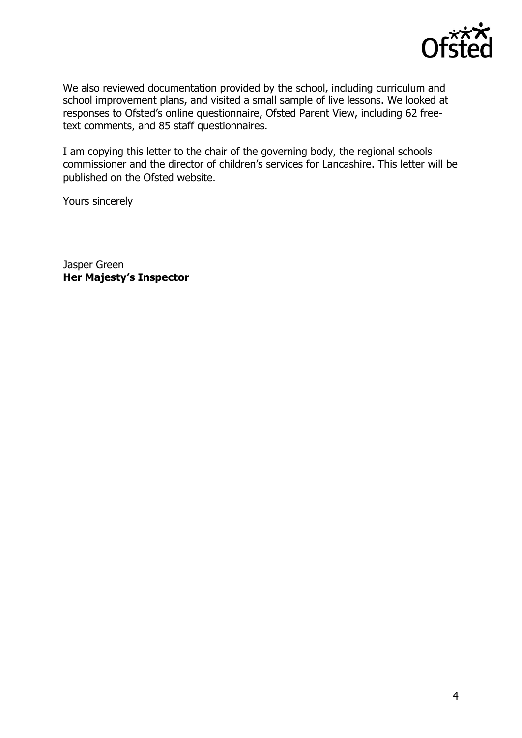We also reviewed documentation provided by the school, including curriculum and school improvement plans, and visited a small sample of live lessons. We looked at responses to Ofsted's online questionnaire, Ofsted Parent View, including 62 free-text comments, and 85 staff questionnaires.

I am copying this letter to the chair of the governing body, the regional schools commissioner and the director of children's services for Lancashire. This letter will be published on the Ofsted website.

Yours sincerely

Jasper Green
**Her Majesty's Inspector**